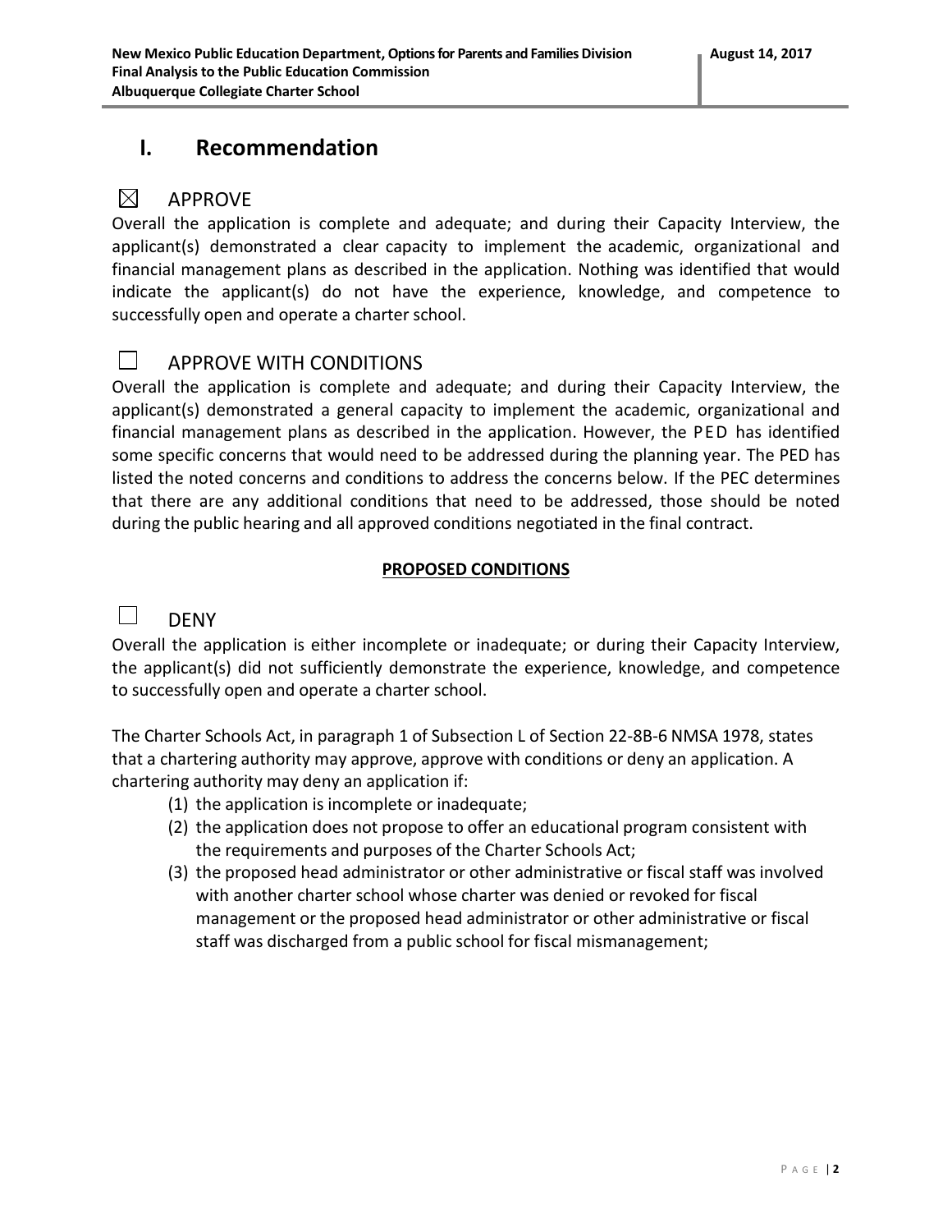# I. Recommendation

☒ APPROVE

Overall the application is complete and adequate; and during their Capacity Interview, the applicant(s) demonstrated a clear capacity to implement the academic, organizational and financial management plans as described in the application. Nothing was identified that would indicate the applicant(s) do not have the experience, knowledge, and competence to successfully open and operate a charter school.

☐ APPROVE WITH CONDITIONS

Overall the application is complete and adequate; and during their Capacity Interview, the applicant(s) demonstrated a general capacity to implement the academic, organizational and financial management plans as described in the application. However, the PED has identified some specific concerns that would need to be addressed during the planning year. The PED has listed the noted concerns and conditions to address the concerns below. If the PEC determines that there are any additional conditions that need to be addressed, those should be noted during the public hearing and all approved conditions negotiated in the final contract.

**PROPOSED CONDITIONS**

☐ DENY

Overall the application is either incomplete or inadequate; or during their Capacity Interview, the applicant(s) did not sufficiently demonstrate the experience, knowledge, and competence to successfully open and operate a charter school.

The Charter Schools Act, in paragraph 1 of Subsection L of Section 22-8B-6 NMSA 1978, states that a chartering authority may approve, approve with conditions or deny an application. A chartering authority may deny an application if:

(1) the application is incomplete or inadequate;
(2) the application does not propose to offer an educational program consistent with the requirements and purposes of the Charter Schools Act;
(3) the proposed head administrator or other administrative or fiscal staff was involved with another charter school whose charter was denied or revoked for fiscal management or the proposed head administrator or other administrative or fiscal staff was discharged from a public school for fiscal mismanagement;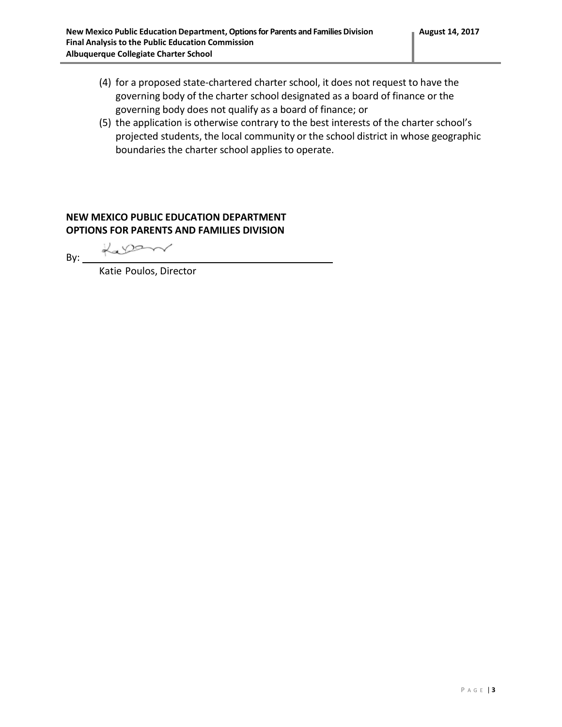(4) for a proposed state-chartered charter school, it does not request to have the governing body of the charter school designated as a board of finance or the governing body does not qualify as a board of finance; or

(5) the application is otherwise contrary to the best interests of the charter school's projected students, the local community or the school district in whose geographic boundaries the charter school applies to operate.

**NEW MEXICO PUBLIC EDUCATION DEPARTMENT**
**OPTIONS FOR PARENTS AND FAMILIES DIVISION**

By: \_\_\_\_\_\_\_\_\_\_\_\_\_\_\_\_\_\_\_\_\_\_\_\_\_\_\_\_\_\_\_\_\_\_\_\_\_\_\_\_

Katie Poulos, Director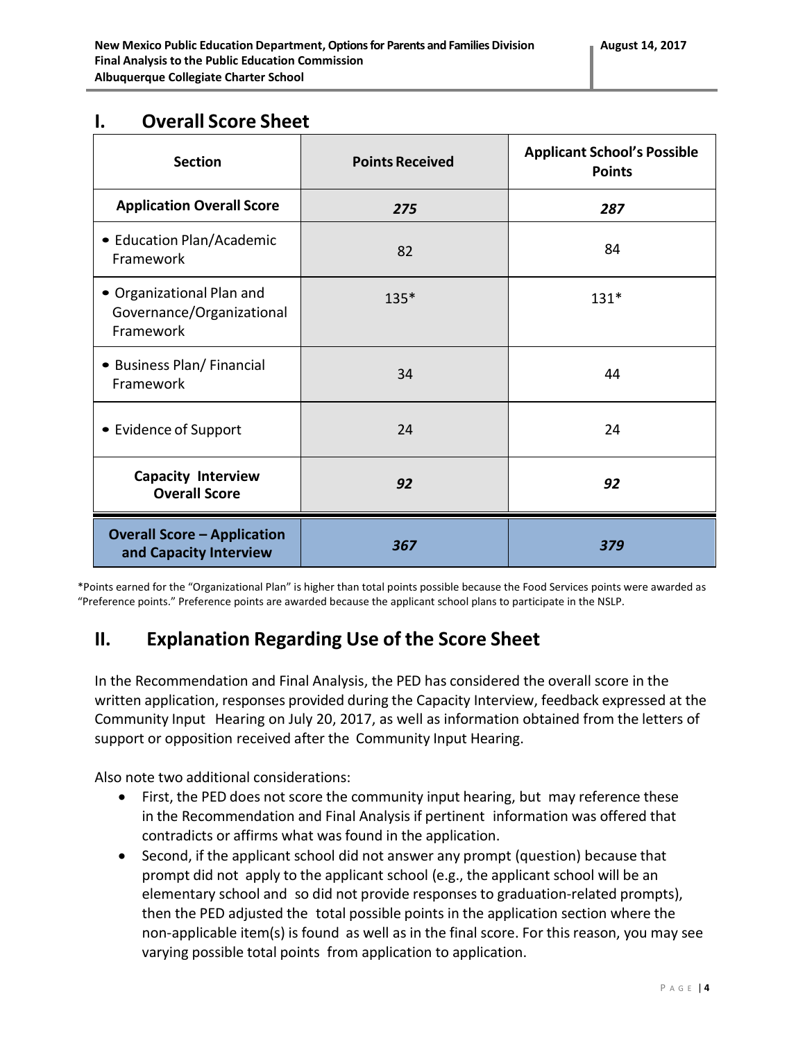## I. Overall Score Sheet

| Section | Points Received | Applicant School's Possible Points |
|---|---|---|
| **Application Overall Score** | ***275*** | ***287*** |
| • Education Plan/Academic Framework | 82 | 84 |
| • Organizational Plan and Governance/Organizational Framework | 135* | 131* |
| • Business Plan/ Financial Framework | 34 | 44 |
| • Evidence of Support | 24 | 24 |
| **Capacity Interview Overall Score** | ***92*** | ***92*** |
| **Overall Score – Application and Capacity Interview** | ***367*** | ***379*** |

*Points earned for the "Organizational Plan" is higher than total points possible because the Food Services points were awarded as "Preference points." Preference points are awarded because the applicant school plans to participate in the NSLP.

## II. Explanation Regarding Use of the Score Sheet

In the Recommendation and Final Analysis, the PED has considered the overall score in the written application, responses provided during the Capacity Interview, feedback expressed at the Community Input Hearing on July 20, 2017, as well as information obtained from the letters of support or opposition received after the Community Input Hearing.

Also note two additional considerations:

- First, the PED does not score the community input hearing, but may reference these in the Recommendation and Final Analysis if pertinent information was offered that contradicts or affirms what was found in the application.
- Second, if the applicant school did not answer any prompt (question) because that prompt did not apply to the applicant school (e.g., the applicant school will be an elementary school and so did not provide responses to graduation-related prompts), then the PED adjusted the total possible points in the application section where the non-applicable item(s) is found as well as in the final score. For this reason, you may see varying possible total points from application to application.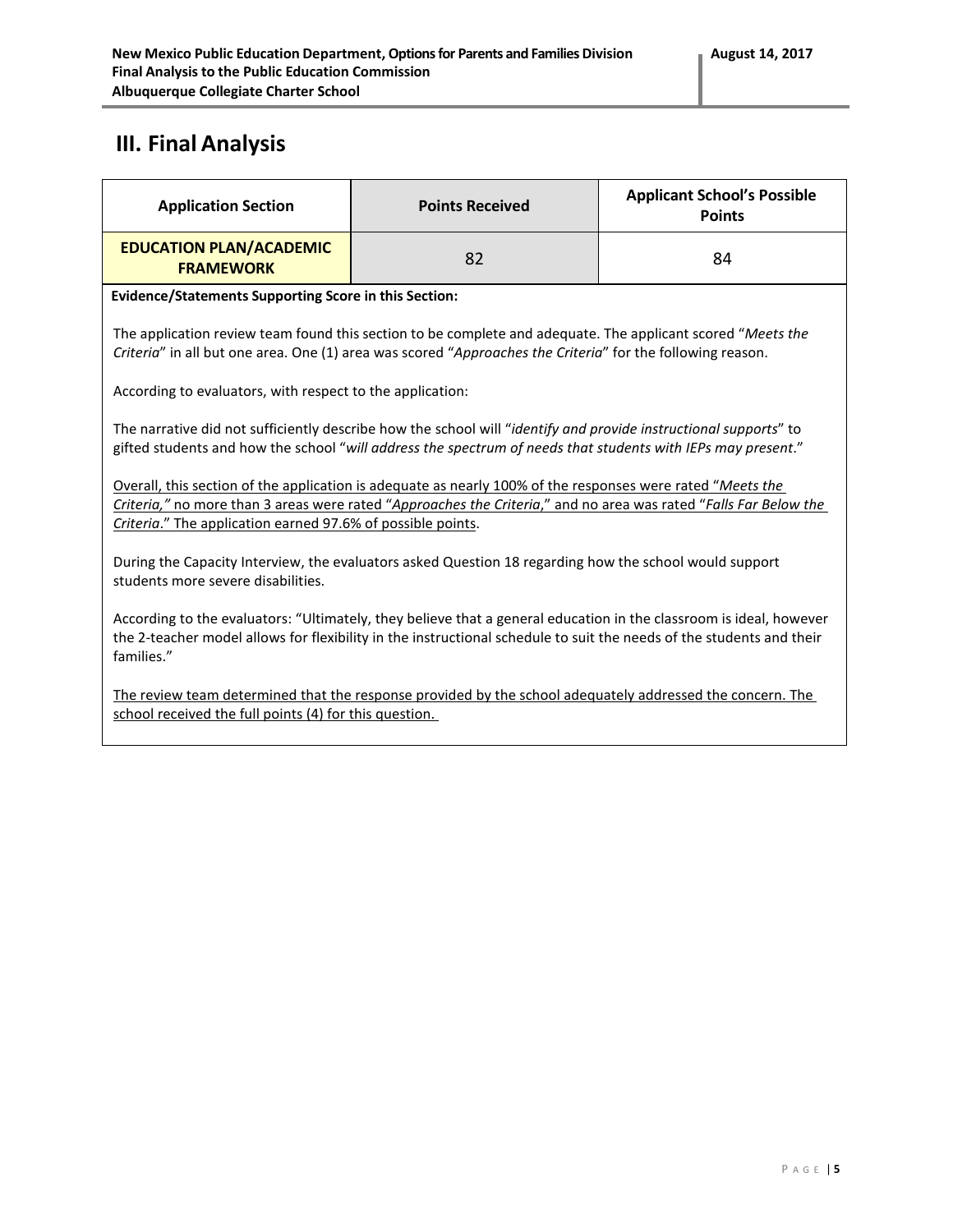## III. Final Analysis

| Application Section | Points Received | Applicant School's Possible Points |
|---|---|---|
| **EDUCATION PLAN/ACADEMIC FRAMEWORK** | 82 | 84 |

**Evidence/Statements Supporting Score in this Section:**

The application review team found this section to be complete and adequate. The applicant scored "*Meets the Criteria*" in all but one area. One (1) area was scored "*Approaches the Criteria*" for the following reason.

According to evaluators, with respect to the application:

The narrative did not sufficiently describe how the school will "*identify and provide instructional supports*" to gifted students and how the school "*will address the spectrum of needs that students with IEPs may present*."

<u>Overall, this section of the application is adequate as nearly 100% of the responses were rated "*Meets the Criteria,*" no more than 3 areas were rated "*Approaches the Criteria*," and no area was rated "*Falls Far Below the Criteria*." The application earned 97.6% of possible points</u>.

During the Capacity Interview, the evaluators asked Question 18 regarding how the school would support students more severe disabilities.

According to the evaluators: "Ultimately, they believe that a general education in the classroom is ideal, however the 2-teacher model allows for flexibility in the instructional schedule to suit the needs of the students and their families."

<u>The review team determined that the response provided by the school adequately addressed the concern. The school received the full points (4) for this question.</u>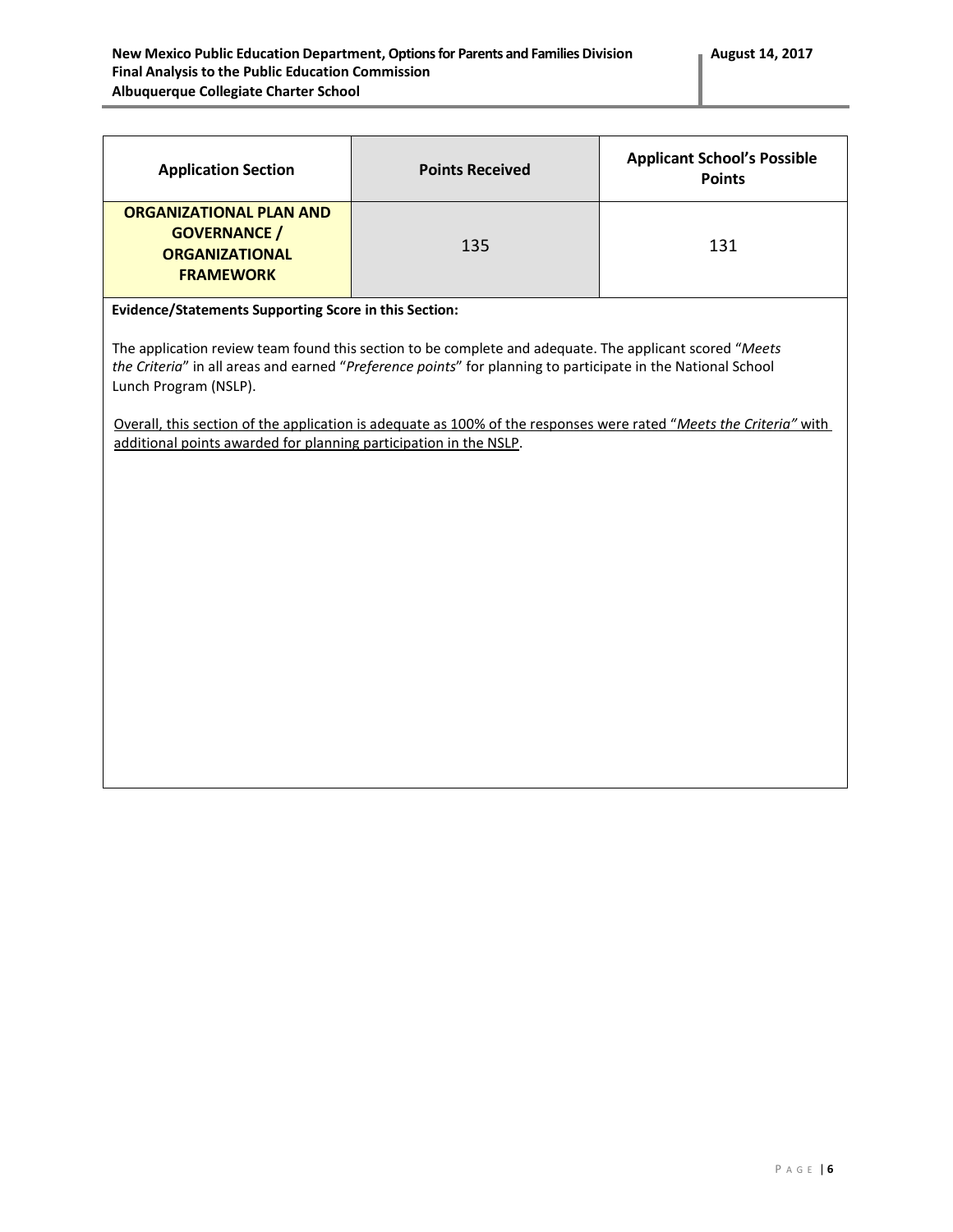| Application Section | Points Received | Applicant School's Possible Points |
| --- | --- | --- |
| **ORGANIZATIONAL PLAN AND GOVERNANCE / ORGANIZATIONAL FRAMEWORK** | 135 | 131 |

**Evidence/Statements Supporting Score in this Section:**

The application review team found this section to be complete and adequate. The applicant scored "*Meets the Criteria*" in all areas and earned "*Preference points*" for planning to participate in the National School Lunch Program (NSLP).

<u>Overall, this section of the application is adequate as 100% of the responses were rated "*Meets the Criteria"* with additional points awarded for planning participation in the NSLP</u>.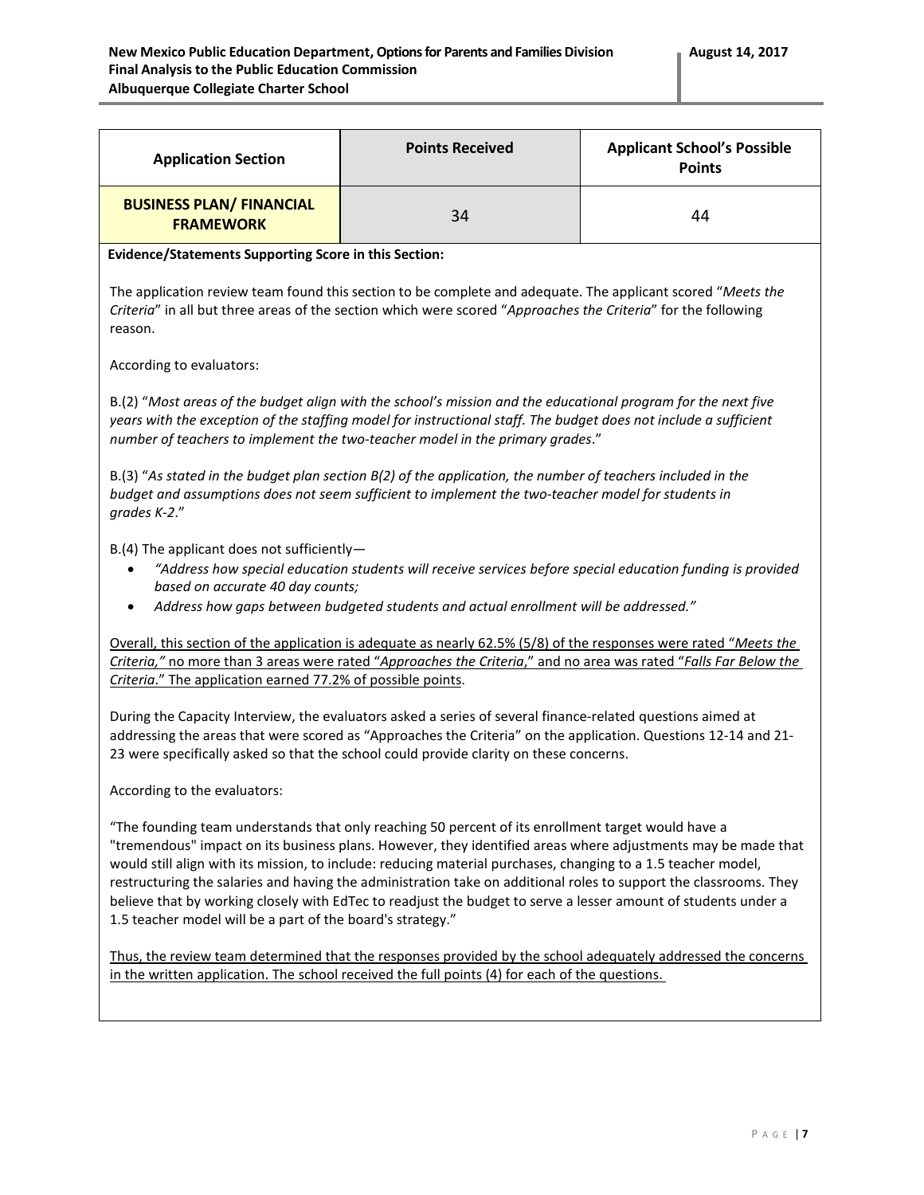| Application Section | Points Received | Applicant School's Possible Points |
| --- | --- | --- |
| **BUSINESS PLAN/ FINANCIAL FRAMEWORK** | 34 | 44 |

**Evidence/Statements Supporting Score in this Section:**

The application review team found this section to be complete and adequate. The applicant scored "*Meets the Criteria*" in all but three areas of the section which were scored "*Approaches the Criteria*" for the following reason.

According to evaluators:

B.(2) "*Most areas of the budget align with the school's mission and the educational program for the next five years with the exception of the staffing model for instructional staff. The budget does not include a sufficient number of teachers to implement the two-teacher model in the primary grades*."

B.(3) "*As stated in the budget plan section B(2) of the application, the number of teachers included in the budget and assumptions does not seem sufficient to implement the two-teacher model for students in grades K-2*."

B.(4) The applicant does not sufficiently—

- *"Address how special education students will receive services before special education funding is provided based on accurate 40 day counts;*
- *Address how gaps between budgeted students and actual enrollment will be addressed."*

<u>Overall, this section of the application is adequate as nearly 62.5% (5/8) of the responses were rated "*Meets the Criteria,"* no more than 3 areas were rated "*Approaches the Criteria*," and no area was rated "*Falls Far Below the Criteria*." The application earned 77.2% of possible points</u>.

During the Capacity Interview, the evaluators asked a series of several finance-related questions aimed at addressing the areas that were scored as "Approaches the Criteria" on the application. Questions 12-14 and 21-23 were specifically asked so that the school could provide clarity on these concerns.

According to the evaluators:

"The founding team understands that only reaching 50 percent of its enrollment target would have a "tremendous" impact on its business plans. However, they identified areas where adjustments may be made that would still align with its mission, to include: reducing material purchases, changing to a 1.5 teacher model, restructuring the salaries and having the administration take on additional roles to support the classrooms. They believe that by working closely with EdTec to readjust the budget to serve a lesser amount of students under a 1.5 teacher model will be a part of the board's strategy."

<u>Thus, the review team determined that the responses provided by the school adequately addressed the concerns in the written application. The school received the full points (4) for each of the questions.</u>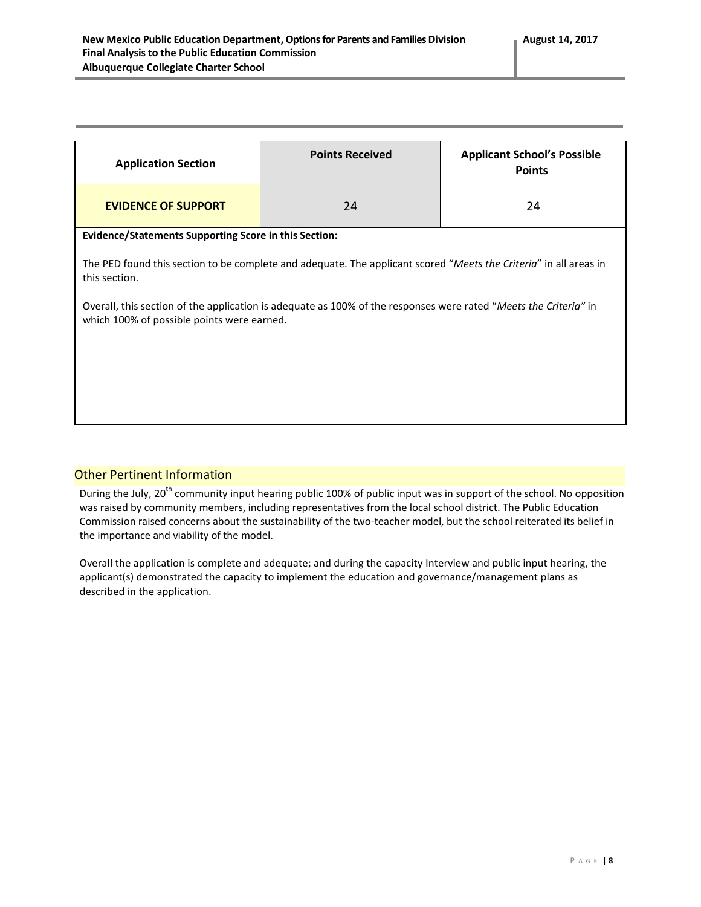| Application Section | Points Received | Applicant School's Possible Points |
| --- | --- | --- |
| **EVIDENCE OF SUPPORT** | 24 | 24 |

**Evidence/Statements Supporting Score in this Section:**

The PED found this section to be complete and adequate. The applicant scored "*Meets the Criteria*" in all areas in this section.

Overall, this section of the application is adequate as 100% of the responses were rated "*Meets the Criteria*" in which 100% of possible points were earned.

## Other Pertinent Information

During the July, 20th community input hearing public 100% of public input was in support of the school. No opposition was raised by community members, including representatives from the local school district. The Public Education Commission raised concerns about the sustainability of the two-teacher model, but the school reiterated its belief in the importance and viability of the model.

Overall the application is complete and adequate; and during the capacity Interview and public input hearing, the applicant(s) demonstrated the capacity to implement the education and governance/management plans as described in the application.